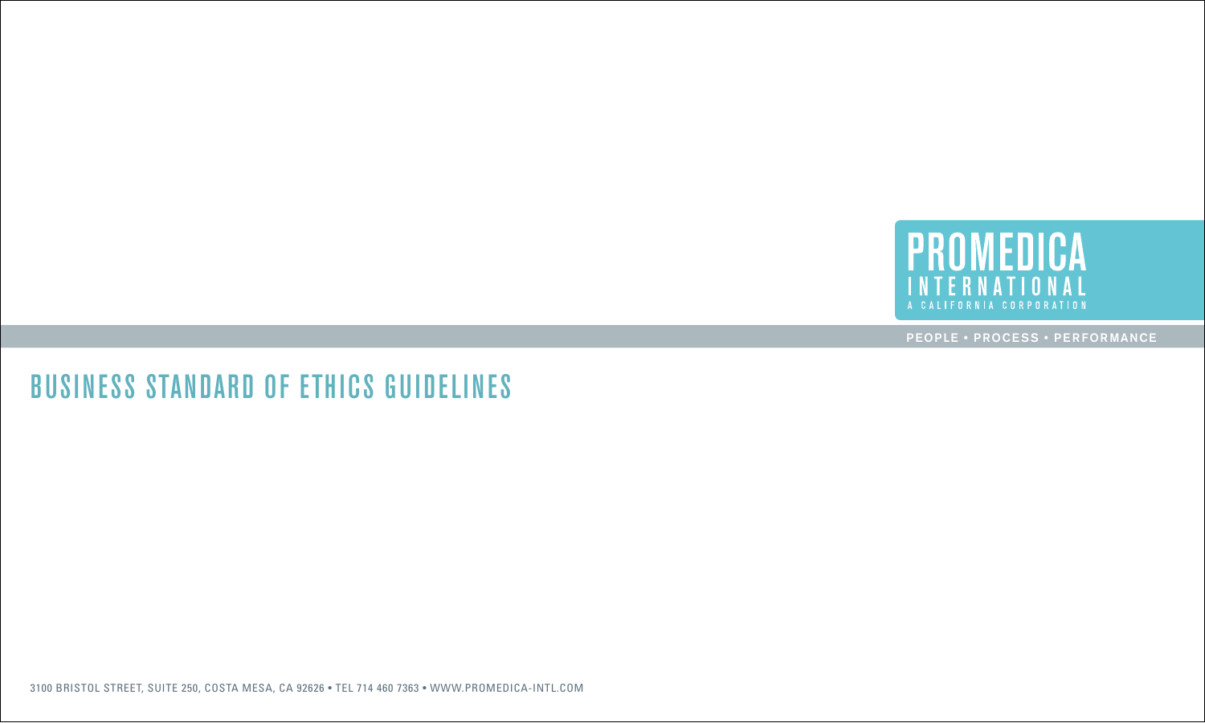PROMEDICA
INTERNATIONAL
A CALIFORNIA CORPORATION

PEOPLE • PROCESS • PERFORMANCE

# BUSINESS STANDARD OF ETHICS GUIDELINES

3100 BRISTOL STREET, SUITE 250, COSTA MESA, CA 92626 • TEL 714 460 7363 • WWW.PROMEDICA-INTL.COM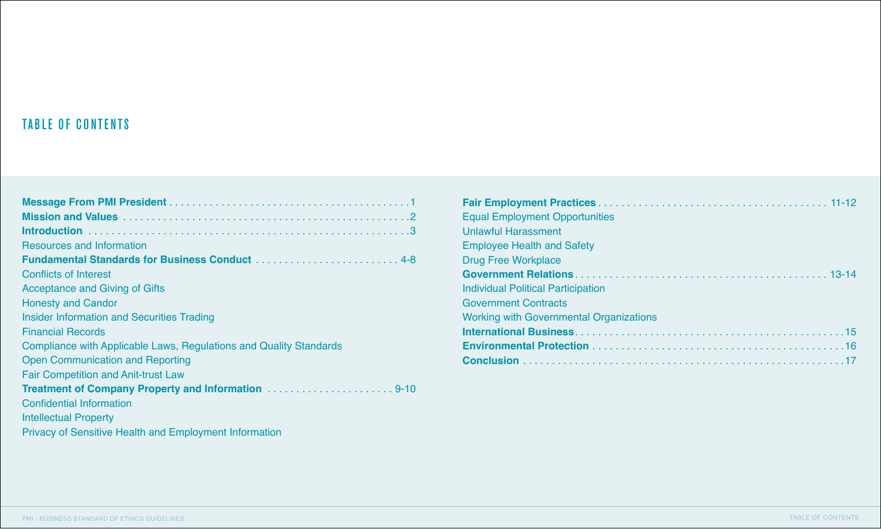# TABLE OF CONTENTS

**Message From PMI President** . . . . . . . . . . . . . . . . . . . . . . . . . . . . . . . . . . . . . . . . . 1

**Mission and Values** . . . . . . . . . . . . . . . . . . . . . . . . . . . . . . . . . . . . . . . . . . . . . . . . 2

**Introduction** . . . . . . . . . . . . . . . . . . . . . . . . . . . . . . . . . . . . . . . . . . . . . . . . . . . . . 3

Resources and Information

**Fundamental Standards for Business Conduct** . . . . . . . . . . . . . . . . . . . . . . . . . 4-8

Conflicts of Interest

Acceptance and Giving of Gifts

Honesty and Candor

Insider Information and Securities Trading

Financial Records

Compliance with Applicable Laws, Regulations and Quality Standards

Open Communication and Reporting

Fair Competition and Anit-trust Law

**Treatment of Company Property and Information** . . . . . . . . . . . . . . . . . . . . . . 9-10

Confidential Information

Intellectual Property

Privacy of Sensitive Health and Employment Information

**Fair Employment Practices** . . . . . . . . . . . . . . . . . . . . . . . . . . . . . . . . . . . . . . . 11-12

Equal Employment Opportunities

Unlawful Harassment

Employee Health and Safety

Drug Free Workplace

**Government Relations** . . . . . . . . . . . . . . . . . . . . . . . . . . . . . . . . . . . . . . . . . . . 13-14

Individual Political Participation

Government Contracts

Working with Governmental Organizations

**International Business** . . . . . . . . . . . . . . . . . . . . . . . . . . . . . . . . . . . . . . . . . . . . . . 15

**Environmental Protection** . . . . . . . . . . . . . . . . . . . . . . . . . . . . . . . . . . . . . . . . . . . 16

**Conclusion** . . . . . . . . . . . . . . . . . . . . . . . . . . . . . . . . . . . . . . . . . . . . . . . . . . . . . . 17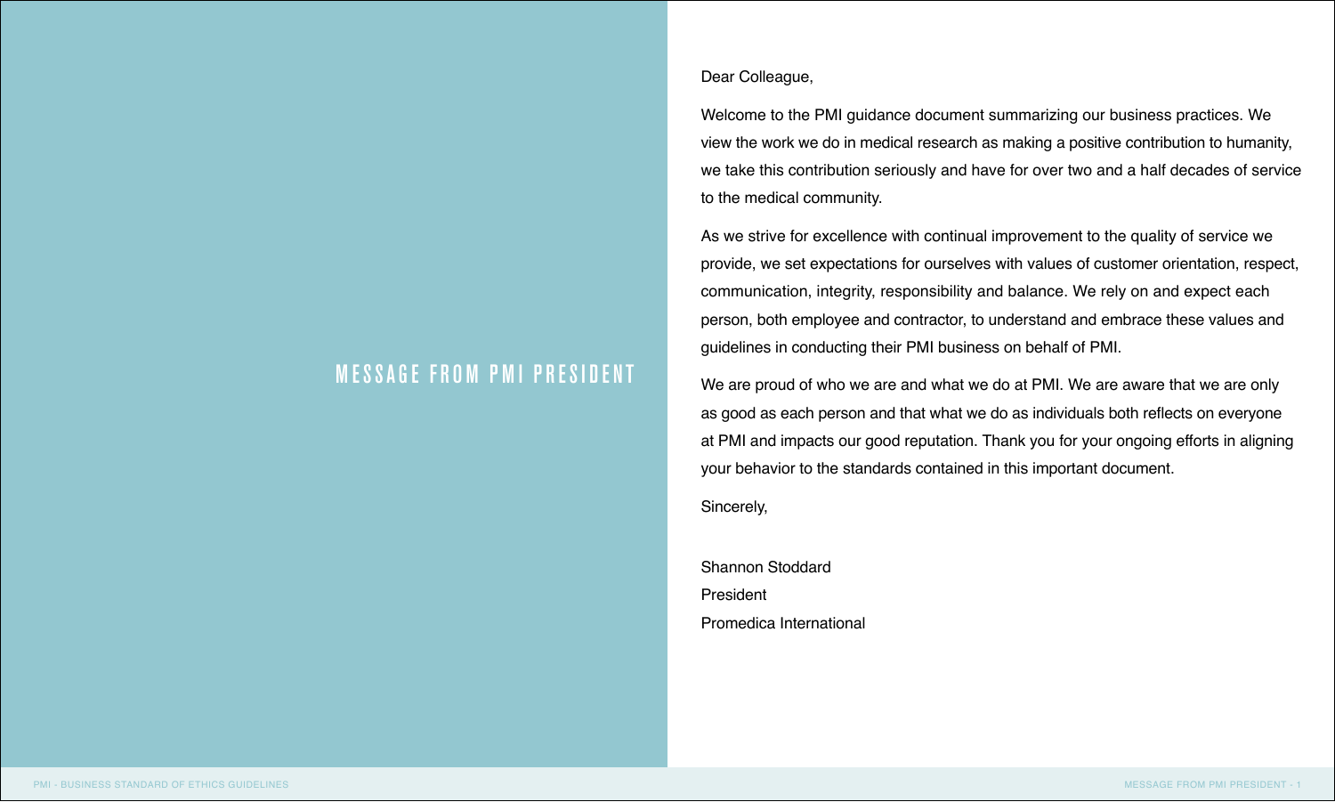# MESSAGE FROM PMI PRESIDENT

Dear Colleague,

Welcome to the PMI guidance document summarizing our business practices. We view the work we do in medical research as making a positive contribution to humanity, we take this contribution seriously and have for over two and a half decades of service to the medical community.

As we strive for excellence with continual improvement to the quality of service we provide, we set expectations for ourselves with values of customer orientation, respect, communication, integrity, responsibility and balance. We rely on and expect each person, both employee and contractor, to understand and embrace these values and guidelines in conducting their PMI business on behalf of PMI.

We are proud of who we are and what we do at PMI. We are aware that we are only as good as each person and that what we do as individuals both reflects on everyone at PMI and impacts our good reputation. Thank you for your ongoing efforts in aligning your behavior to the standards contained in this important document.

Sincerely,

Shannon Stoddard  
President  
Promedica International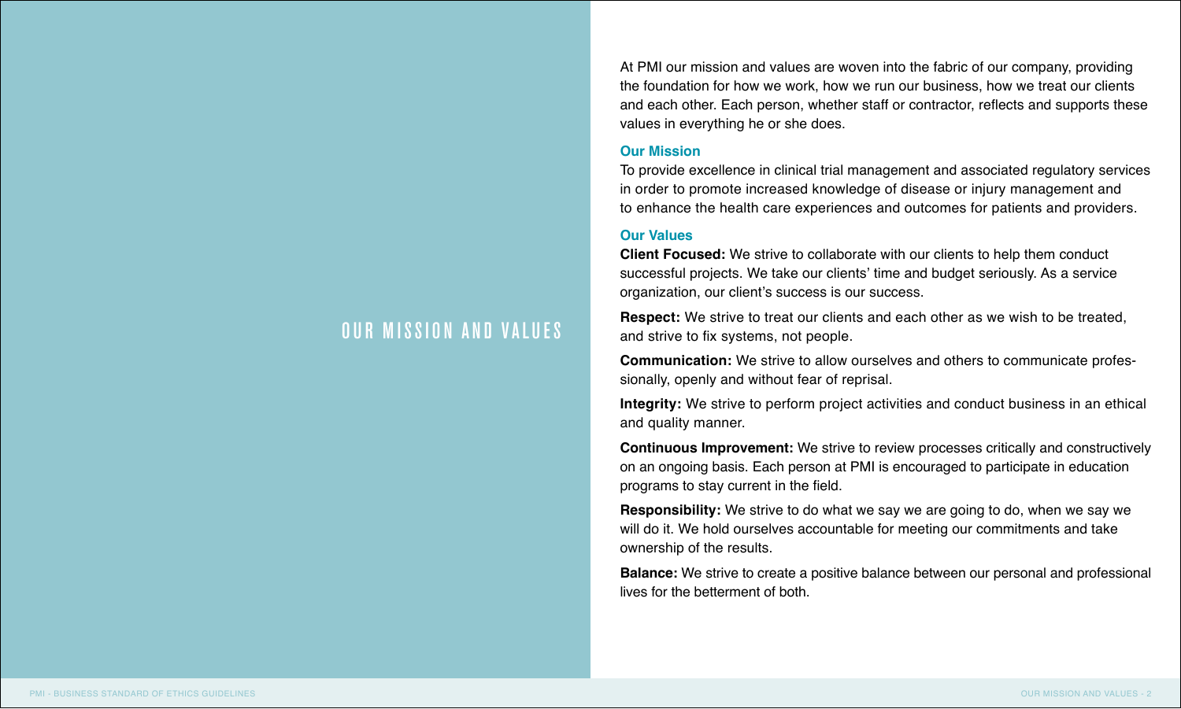# OUR MISSION AND VALUES

At PMI our mission and values are woven into the fabric of our company, providing the foundation for how we work, how we run our business, how we treat our clients and each other. Each person, whether staff or contractor, reflects and supports these values in everything he or she does.

## Our Mission

To provide excellence in clinical trial management and associated regulatory services in order to promote increased knowledge of disease or injury management and to enhance the health care experiences and outcomes for patients and providers.

## Our Values

**Client Focused:** We strive to collaborate with our clients to help them conduct successful projects. We take our clients' time and budget seriously. As a service organization, our client's success is our success.

**Respect:** We strive to treat our clients and each other as we wish to be treated, and strive to fix systems, not people.

**Communication:** We strive to allow ourselves and others to communicate professionally, openly and without fear of reprisal.

**Integrity:** We strive to perform project activities and conduct business in an ethical and quality manner.

**Continuous Improvement:** We strive to review processes critically and constructively on an ongoing basis. Each person at PMI is encouraged to participate in education programs to stay current in the field.

**Responsibility:** We strive to do what we say we are going to do, when we say we will do it. We hold ourselves accountable for meeting our commitments and take ownership of the results.

**Balance:** We strive to create a positive balance between our personal and professional lives for the betterment of both.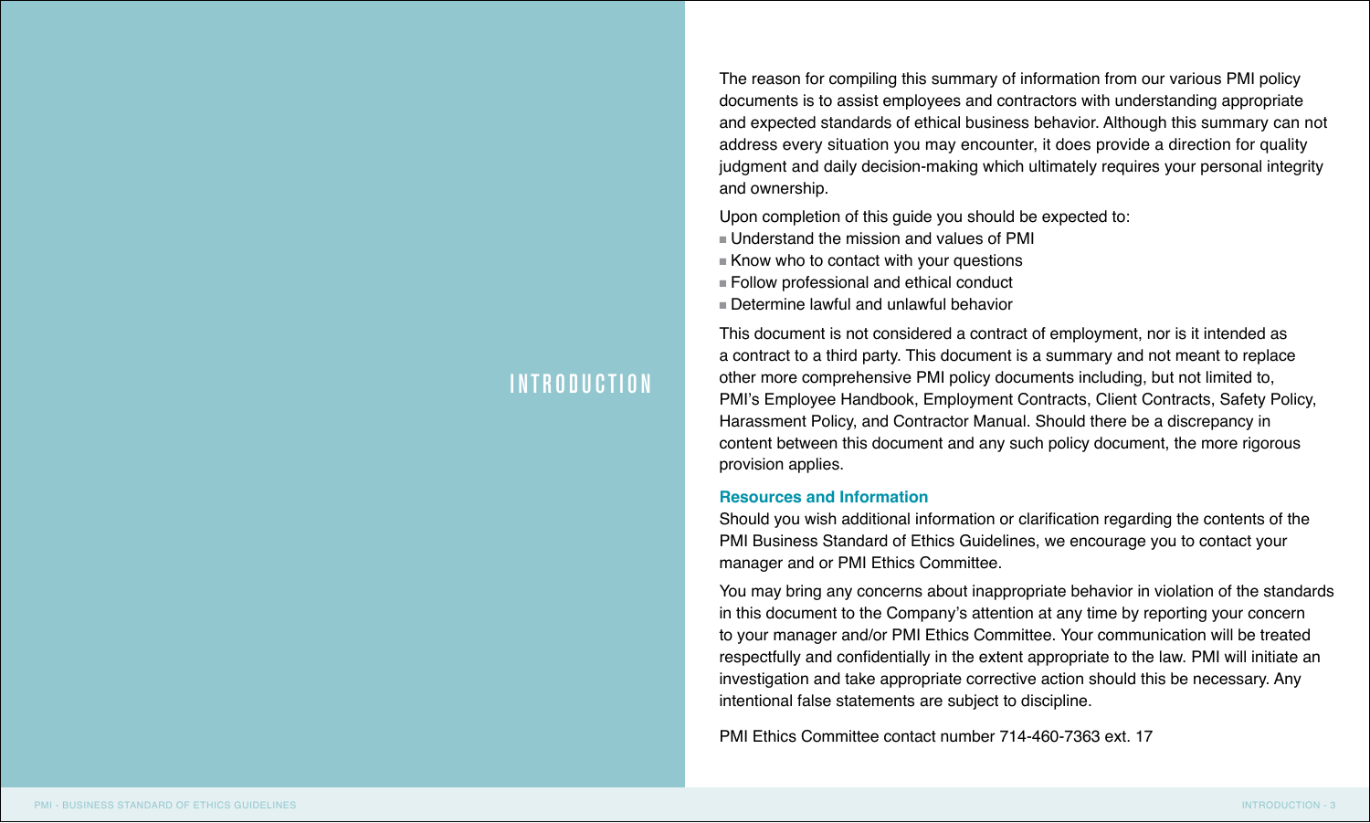# INTRODUCTION

The reason for compiling this summary of information from our various PMI policy documents is to assist employees and contractors with understanding appropriate and expected standards of ethical business behavior. Although this summary can not address every situation you may encounter, it does provide a direction for quality judgment and daily decision-making which ultimately requires your personal integrity and ownership.

Upon completion of this guide you should be expected to:

- Understand the mission and values of PMI
- Know who to contact with your questions
- Follow professional and ethical conduct
- Determine lawful and unlawful behavior

This document is not considered a contract of employment, nor is it intended as a contract to a third party. This document is a summary and not meant to replace other more comprehensive PMI policy documents including, but not limited to, PMI's Employee Handbook, Employment Contracts, Client Contracts, Safety Policy, Harassment Policy, and Contractor Manual. Should there be a discrepancy in content between this document and any such policy document, the more rigorous provision applies.

## Resources and Information

Should you wish additional information or clarification regarding the contents of the PMI Business Standard of Ethics Guidelines, we encourage you to contact your manager and or PMI Ethics Committee.

You may bring any concerns about inappropriate behavior in violation of the standards in this document to the Company's attention at any time by reporting your concern to your manager and/or PMI Ethics Committee. Your communication will be treated respectfully and confidentially in the extent appropriate to the law. PMI will initiate an investigation and take appropriate corrective action should this be necessary. Any intentional false statements are subject to discipline.

PMI Ethics Committee contact number 714-460-7363 ext. 17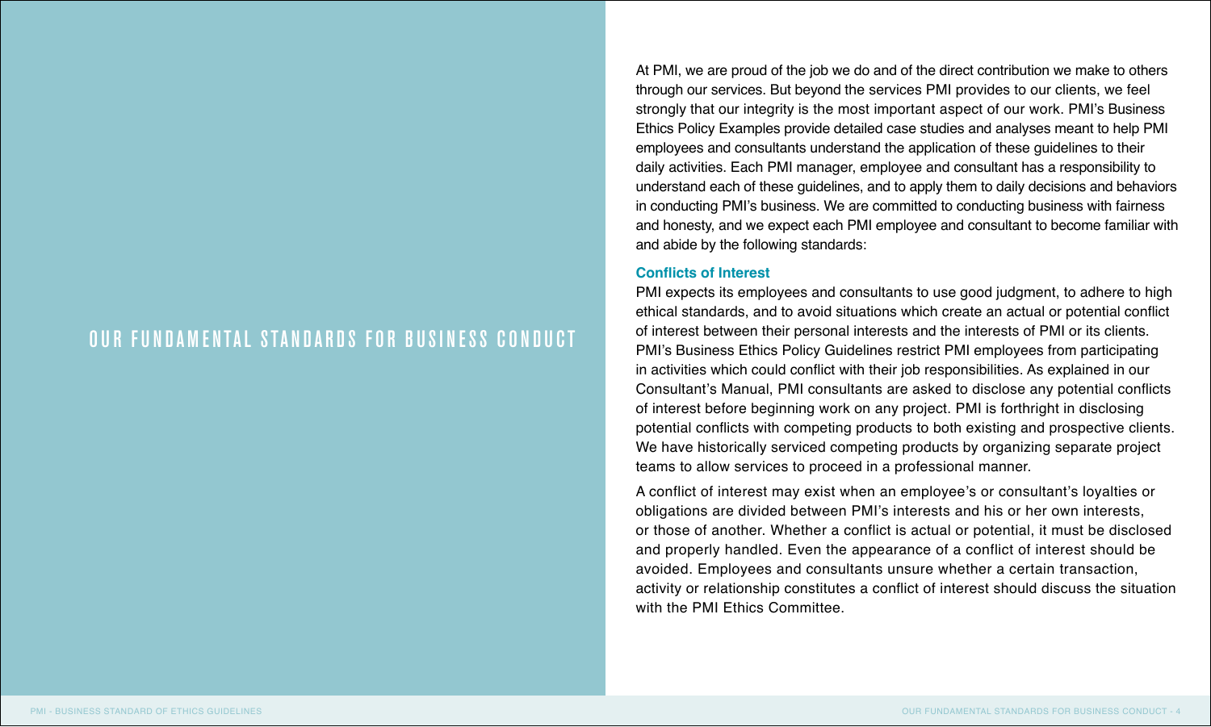# OUR FUNDAMENTAL STANDARDS FOR BUSINESS CONDUCT

At PMI, we are proud of the job we do and of the direct contribution we make to others through our services. But beyond the services PMI provides to our clients, we feel strongly that our integrity is the most important aspect of our work. PMI's Business Ethics Policy Examples provide detailed case studies and analyses meant to help PMI employees and consultants understand the application of these guidelines to their daily activities. Each PMI manager, employee and consultant has a responsibility to understand each of these guidelines, and to apply them to daily decisions and behaviors in conducting PMI's business. We are committed to conducting business with fairness and honesty, and we expect each PMI employee and consultant to become familiar with and abide by the following standards:

## Conflicts of Interest

PMI expects its employees and consultants to use good judgment, to adhere to high ethical standards, and to avoid situations which create an actual or potential conflict of interest between their personal interests and the interests of PMI or its clients. PMI's Business Ethics Policy Guidelines restrict PMI employees from participating in activities which could conflict with their job responsibilities. As explained in our Consultant's Manual, PMI consultants are asked to disclose any potential conflicts of interest before beginning work on any project. PMI is forthright in disclosing potential conflicts with competing products to both existing and prospective clients. We have historically serviced competing products by organizing separate project teams to allow services to proceed in a professional manner.

A conflict of interest may exist when an employee's or consultant's loyalties or obligations are divided between PMI's interests and his or her own interests, or those of another. Whether a conflict is actual or potential, it must be disclosed and properly handled. Even the appearance of a conflict of interest should be avoided. Employees and consultants unsure whether a certain transaction, activity or relationship constitutes a conflict of interest should discuss the situation with the PMI Ethics Committee.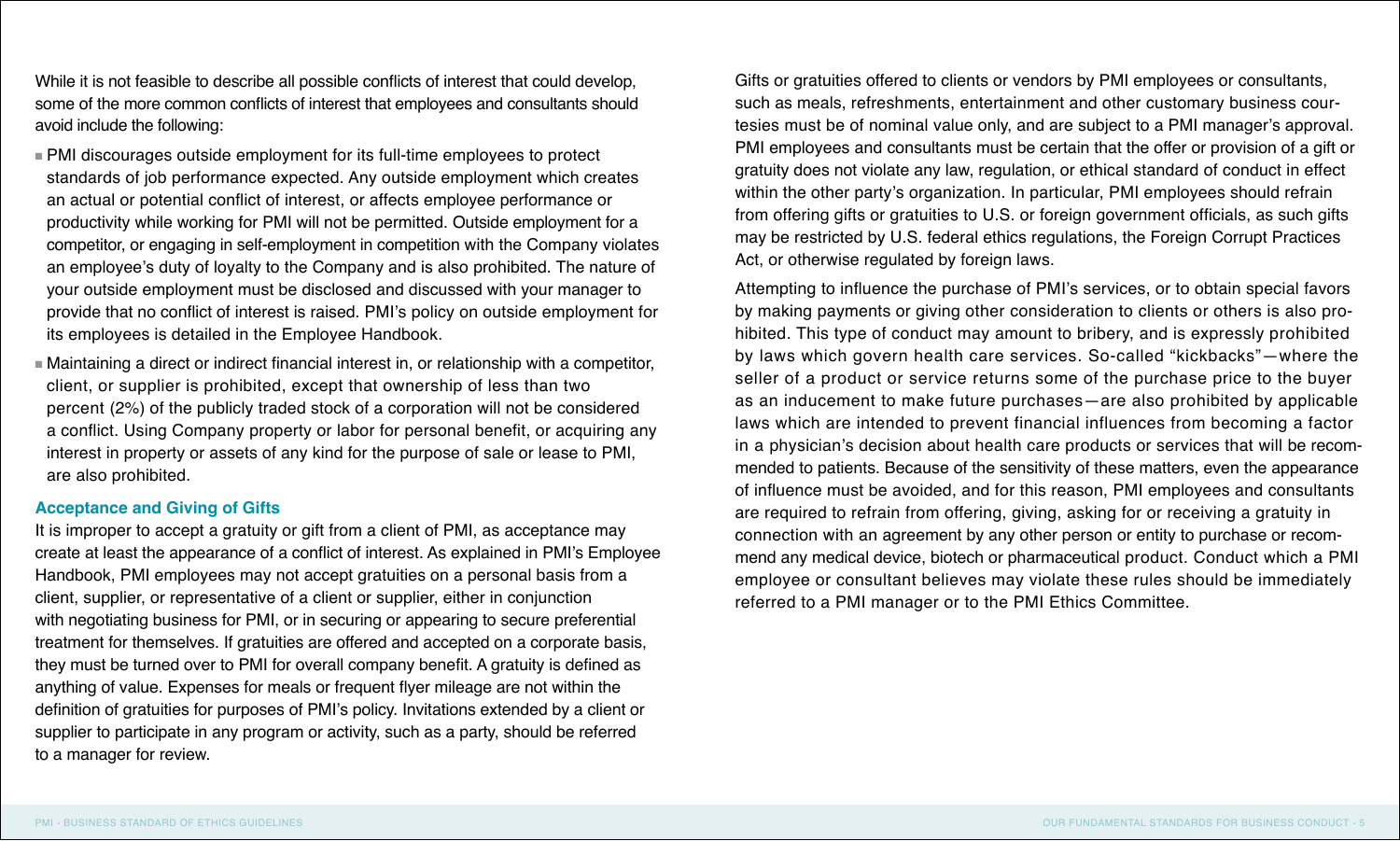While it is not feasible to describe all possible conflicts of interest that could develop, some of the more common conflicts of interest that employees and consultants should avoid include the following:

- PMI discourages outside employment for its full-time employees to protect standards of job performance expected. Any outside employment which creates an actual or potential conflict of interest, or affects employee performance or productivity while working for PMI will not be permitted. Outside employment for a competitor, or engaging in self-employment in competition with the Company violates an employee's duty of loyalty to the Company and is also prohibited. The nature of your outside employment must be disclosed and discussed with your manager to provide that no conflict of interest is raised. PMI's policy on outside employment for its employees is detailed in the Employee Handbook.
- Maintaining a direct or indirect financial interest in, or relationship with a competitor, client, or supplier is prohibited, except that ownership of less than two percent (2%) of the publicly traded stock of a corporation will not be considered a conflict. Using Company property or labor for personal benefit, or acquiring any interest in property or assets of any kind for the purpose of sale or lease to PMI, are also prohibited.

### Acceptance and Giving of Gifts

It is improper to accept a gratuity or gift from a client of PMI, as acceptance may create at least the appearance of a conflict of interest. As explained in PMI's Employee Handbook, PMI employees may not accept gratuities on a personal basis from a client, supplier, or representative of a client or supplier, either in conjunction with negotiating business for PMI, or in securing or appearing to secure preferential treatment for themselves. If gratuities are offered and accepted on a corporate basis, they must be turned over to PMI for overall company benefit. A gratuity is defined as anything of value. Expenses for meals or frequent flyer mileage are not within the definition of gratuities for purposes of PMI's policy. Invitations extended by a client or supplier to participate in any program or activity, such as a party, should be referred to a manager for review.

Gifts or gratuities offered to clients or vendors by PMI employees or consultants, such as meals, refreshments, entertainment and other customary business courtesies must be of nominal value only, and are subject to a PMI manager's approval. PMI employees and consultants must be certain that the offer or provision of a gift or gratuity does not violate any law, regulation, or ethical standard of conduct in effect within the other party's organization. In particular, PMI employees should refrain from offering gifts or gratuities to U.S. or foreign government officials, as such gifts may be restricted by U.S. federal ethics regulations, the Foreign Corrupt Practices Act, or otherwise regulated by foreign laws.

Attempting to influence the purchase of PMI's services, or to obtain special favors by making payments or giving other consideration to clients or others is also prohibited. This type of conduct may amount to bribery, and is expressly prohibited by laws which govern health care services. So-called "kickbacks"—where the seller of a product or service returns some of the purchase price to the buyer as an inducement to make future purchases—are also prohibited by applicable laws which are intended to prevent financial influences from becoming a factor in a physician's decision about health care products or services that will be recommended to patients. Because of the sensitivity of these matters, even the appearance of influence must be avoided, and for this reason, PMI employees and consultants are required to refrain from offering, giving, asking for or receiving a gratuity in connection with an agreement by any other person or entity to purchase or recommend any medical device, biotech or pharmaceutical product. Conduct which a PMI employee or consultant believes may violate these rules should be immediately referred to a PMI manager or to the PMI Ethics Committee.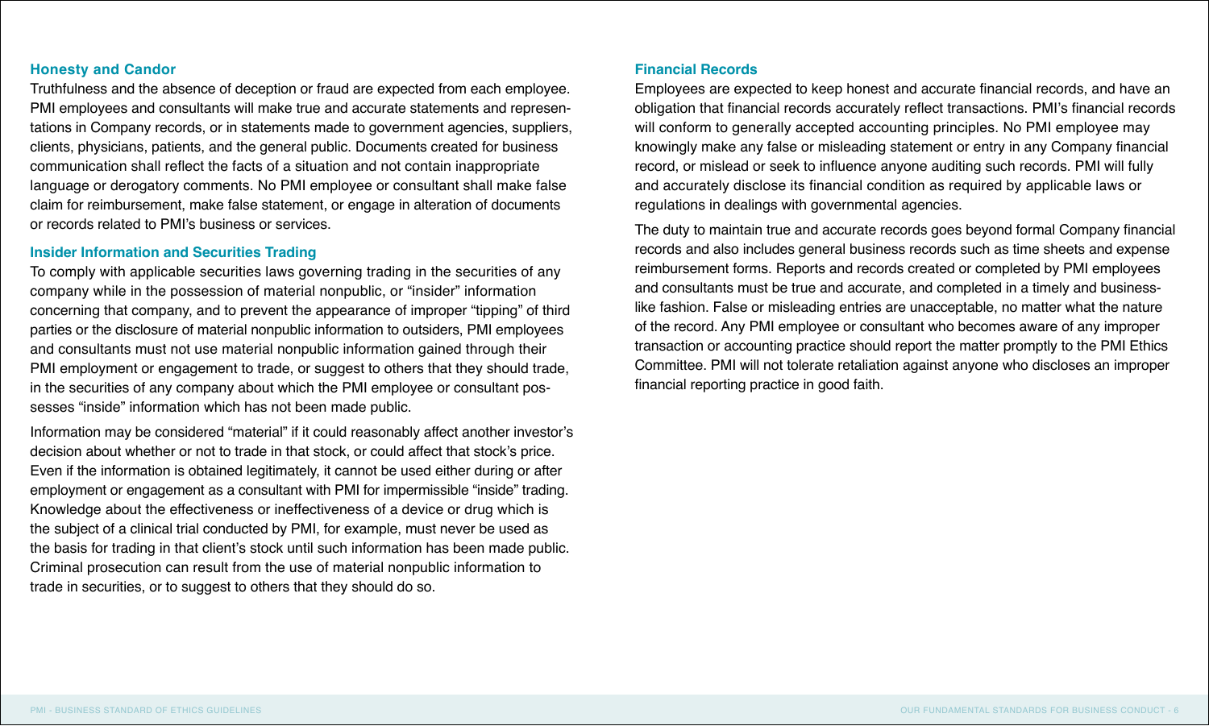### Honesty and Candor

Truthfulness and the absence of deception or fraud are expected from each employee. PMI employees and consultants will make true and accurate statements and representations in Company records, or in statements made to government agencies, suppliers, clients, physicians, patients, and the general public. Documents created for business communication shall reflect the facts of a situation and not contain inappropriate language or derogatory comments. No PMI employee or consultant shall make false claim for reimbursement, make false statement, or engage in alteration of documents or records related to PMI's business or services.

### Insider Information and Securities Trading

To comply with applicable securities laws governing trading in the securities of any company while in the possession of material nonpublic, or "insider" information concerning that company, and to prevent the appearance of improper "tipping" of third parties or the disclosure of material nonpublic information to outsiders, PMI employees and consultants must not use material nonpublic information gained through their PMI employment or engagement to trade, or suggest to others that they should trade, in the securities of any company about which the PMI employee or consultant possesses "inside" information which has not been made public.

Information may be considered "material" if it could reasonably affect another investor's decision about whether or not to trade in that stock, or could affect that stock's price. Even if the information is obtained legitimately, it cannot be used either during or after employment or engagement as a consultant with PMI for impermissible "inside" trading. Knowledge about the effectiveness or ineffectiveness of a device or drug which is the subject of a clinical trial conducted by PMI, for example, must never be used as the basis for trading in that client's stock until such information has been made public. Criminal prosecution can result from the use of material nonpublic information to trade in securities, or to suggest to others that they should do so.

### Financial Records

Employees are expected to keep honest and accurate financial records, and have an obligation that financial records accurately reflect transactions. PMI's financial records will conform to generally accepted accounting principles. No PMI employee may knowingly make any false or misleading statement or entry in any Company financial record, or mislead or seek to influence anyone auditing such records. PMI will fully and accurately disclose its financial condition as required by applicable laws or regulations in dealings with governmental agencies.

The duty to maintain true and accurate records goes beyond formal Company financial records and also includes general business records such as time sheets and expense reimbursement forms. Reports and records created or completed by PMI employees and consultants must be true and accurate, and completed in a timely and business-like fashion. False or misleading entries are unacceptable, no matter what the nature of the record. Any PMI employee or consultant who becomes aware of any improper transaction or accounting practice should report the matter promptly to the PMI Ethics Committee. PMI will not tolerate retaliation against anyone who discloses an improper financial reporting practice in good faith.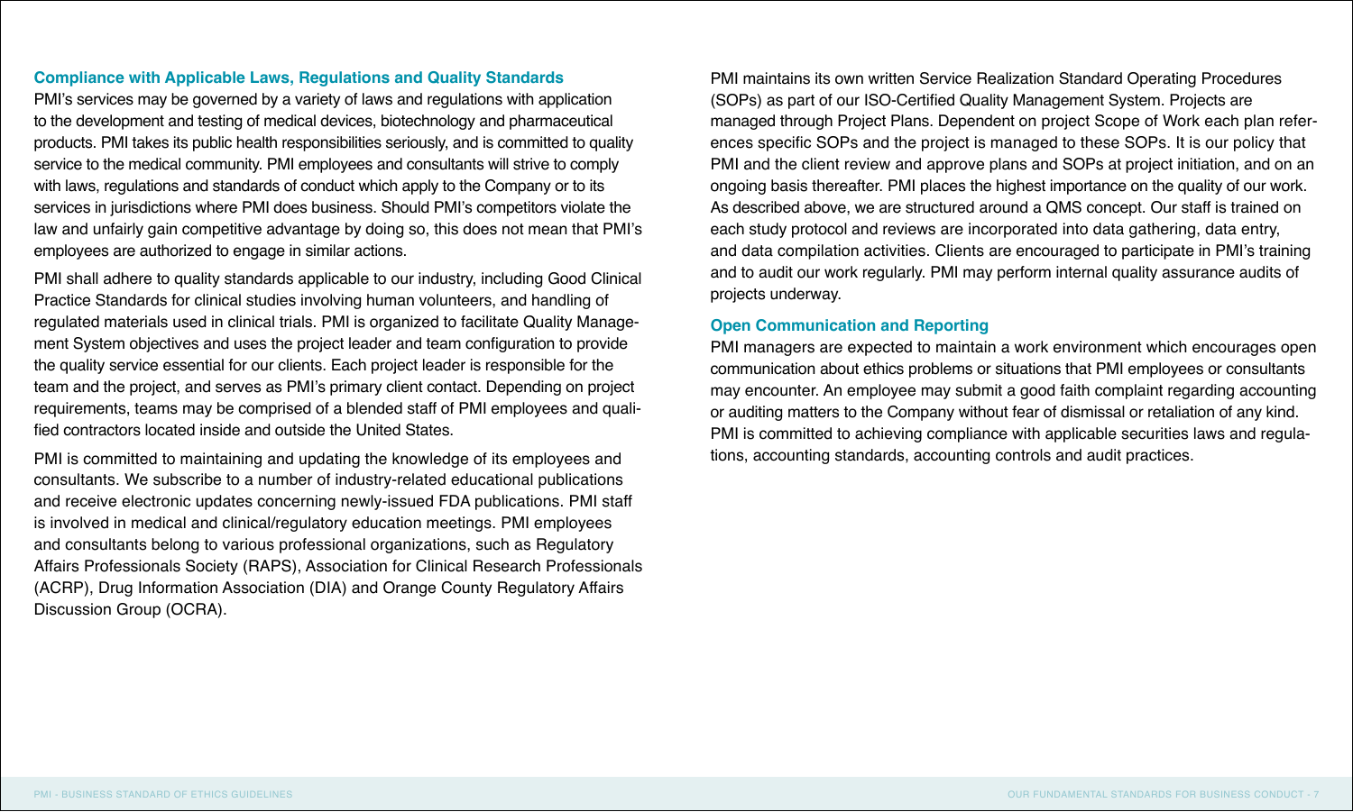### Compliance with Applicable Laws, Regulations and Quality Standards

PMI's services may be governed by a variety of laws and regulations with application to the development and testing of medical devices, biotechnology and pharmaceutical products. PMI takes its public health responsibilities seriously, and is committed to quality service to the medical community. PMI employees and consultants will strive to comply with laws, regulations and standards of conduct which apply to the Company or to its services in jurisdictions where PMI does business. Should PMI's competitors violate the law and unfairly gain competitive advantage by doing so, this does not mean that PMI's employees are authorized to engage in similar actions.

PMI shall adhere to quality standards applicable to our industry, including Good Clinical Practice Standards for clinical studies involving human volunteers, and handling of regulated materials used in clinical trials. PMI is organized to facilitate Quality Management System objectives and uses the project leader and team configuration to provide the quality service essential for our clients. Each project leader is responsible for the team and the project, and serves as PMI's primary client contact. Depending on project requirements, teams may be comprised of a blended staff of PMI employees and qualified contractors located inside and outside the United States.

PMI is committed to maintaining and updating the knowledge of its employees and consultants. We subscribe to a number of industry-related educational publications and receive electronic updates concerning newly-issued FDA publications. PMI staff is involved in medical and clinical/regulatory education meetings. PMI employees and consultants belong to various professional organizations, such as Regulatory Affairs Professionals Society (RAPS), Association for Clinical Research Professionals (ACRP), Drug Information Association (DIA) and Orange County Regulatory Affairs Discussion Group (OCRA).

PMI maintains its own written Service Realization Standard Operating Procedures (SOPs) as part of our ISO-Certified Quality Management System. Projects are managed through Project Plans. Dependent on project Scope of Work each plan references specific SOPs and the project is managed to these SOPs. It is our policy that PMI and the client review and approve plans and SOPs at project initiation, and on an ongoing basis thereafter. PMI places the highest importance on the quality of our work. As described above, we are structured around a QMS concept. Our staff is trained on each study protocol and reviews are incorporated into data gathering, data entry, and data compilation activities. Clients are encouraged to participate in PMI's training and to audit our work regularly. PMI may perform internal quality assurance audits of projects underway.

### Open Communication and Reporting

PMI managers are expected to maintain a work environment which encourages open communication about ethics problems or situations that PMI employees or consultants may encounter. An employee may submit a good faith complaint regarding accounting or auditing matters to the Company without fear of dismissal or retaliation of any kind. PMI is committed to achieving compliance with applicable securities laws and regulations, accounting standards, accounting controls and audit practices.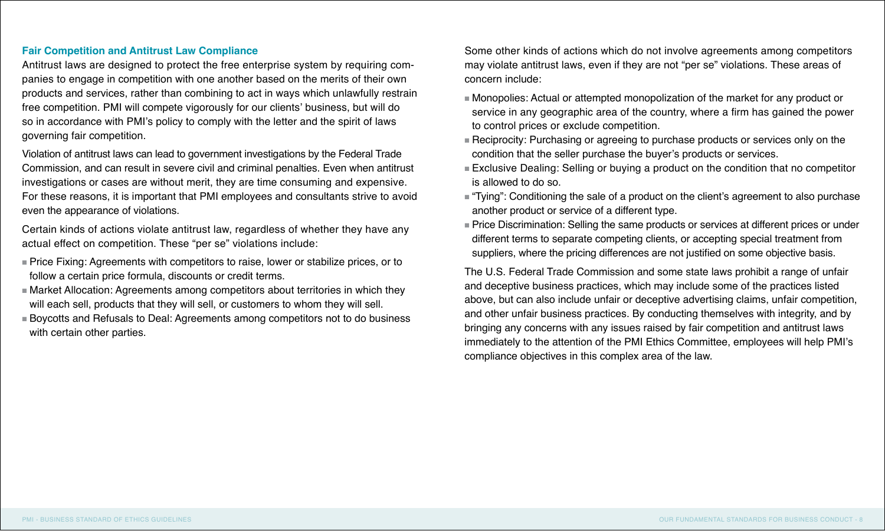### Fair Competition and Antitrust Law Compliance

Antitrust laws are designed to protect the free enterprise system by requiring companies to engage in competition with one another based on the merits of their own products and services, rather than combining to act in ways which unlawfully restrain free competition. PMI will compete vigorously for our clients' business, but will do so in accordance with PMI's policy to comply with the letter and the spirit of laws governing fair competition.

Violation of antitrust laws can lead to government investigations by the Federal Trade Commission, and can result in severe civil and criminal penalties. Even when antitrust investigations or cases are without merit, they are time consuming and expensive. For these reasons, it is important that PMI employees and consultants strive to avoid even the appearance of violations.

Certain kinds of actions violate antitrust law, regardless of whether they have any actual effect on competition. These "per se" violations include:

- Price Fixing: Agreements with competitors to raise, lower or stabilize prices, or to follow a certain price formula, discounts or credit terms.
- Market Allocation: Agreements among competitors about territories in which they will each sell, products that they will sell, or customers to whom they will sell.
- Boycotts and Refusals to Deal: Agreements among competitors not to do business with certain other parties.

Some other kinds of actions which do not involve agreements among competitors may violate antitrust laws, even if they are not "per se" violations. These areas of concern include:

- Monopolies: Actual or attempted monopolization of the market for any product or service in any geographic area of the country, where a firm has gained the power to control prices or exclude competition.
- Reciprocity: Purchasing or agreeing to purchase products or services only on the condition that the seller purchase the buyer's products or services.
- Exclusive Dealing: Selling or buying a product on the condition that no competitor is allowed to do so.
- "Tying": Conditioning the sale of a product on the client's agreement to also purchase another product or service of a different type.
- Price Discrimination: Selling the same products or services at different prices or under different terms to separate competing clients, or accepting special treatment from suppliers, where the pricing differences are not justified on some objective basis.

The U.S. Federal Trade Commission and some state laws prohibit a range of unfair and deceptive business practices, which may include some of the practices listed above, but can also include unfair or deceptive advertising claims, unfair competition, and other unfair business practices. By conducting themselves with integrity, and by bringing any concerns with any issues raised by fair competition and antitrust laws immediately to the attention of the PMI Ethics Committee, employees will help PMI's compliance objectives in this complex area of the law.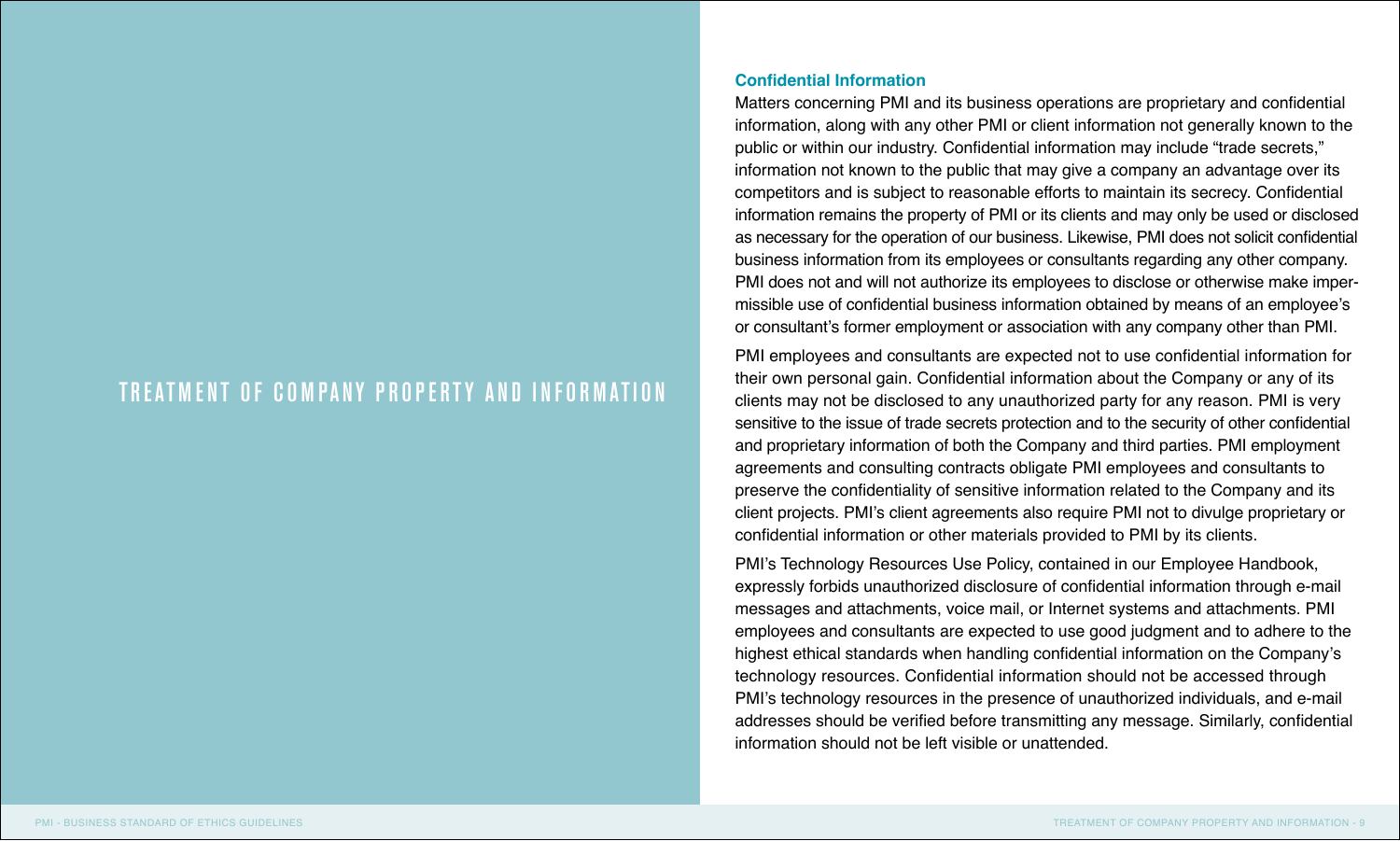# TREATMENT OF COMPANY PROPERTY AND INFORMATION

## Confidential Information

Matters concerning PMI and its business operations are proprietary and confidential information, along with any other PMI or client information not generally known to the public or within our industry. Confidential information may include "trade secrets," information not known to the public that may give a company an advantage over its competitors and is subject to reasonable efforts to maintain its secrecy. Confidential information remains the property of PMI or its clients and may only be used or disclosed as necessary for the operation of our business. Likewise, PMI does not solicit confidential business information from its employees or consultants regarding any other company. PMI does not and will not authorize its employees to disclose or otherwise make impermissible use of confidential business information obtained by means of an employee's or consultant's former employment or association with any company other than PMI.

PMI employees and consultants are expected not to use confidential information for their own personal gain. Confidential information about the Company or any of its clients may not be disclosed to any unauthorized party for any reason. PMI is very sensitive to the issue of trade secrets protection and to the security of other confidential and proprietary information of both the Company and third parties. PMI employment agreements and consulting contracts obligate PMI employees and consultants to preserve the confidentiality of sensitive information related to the Company and its client projects. PMI's client agreements also require PMI not to divulge proprietary or confidential information or other materials provided to PMI by its clients.

PMI's Technology Resources Use Policy, contained in our Employee Handbook, expressly forbids unauthorized disclosure of confidential information through e-mail messages and attachments, voice mail, or Internet systems and attachments. PMI employees and consultants are expected to use good judgment and to adhere to the highest ethical standards when handling confidential information on the Company's technology resources. Confidential information should not be accessed through PMI's technology resources in the presence of unauthorized individuals, and e-mail addresses should be verified before transmitting any message. Similarly, confidential information should not be left visible or unattended.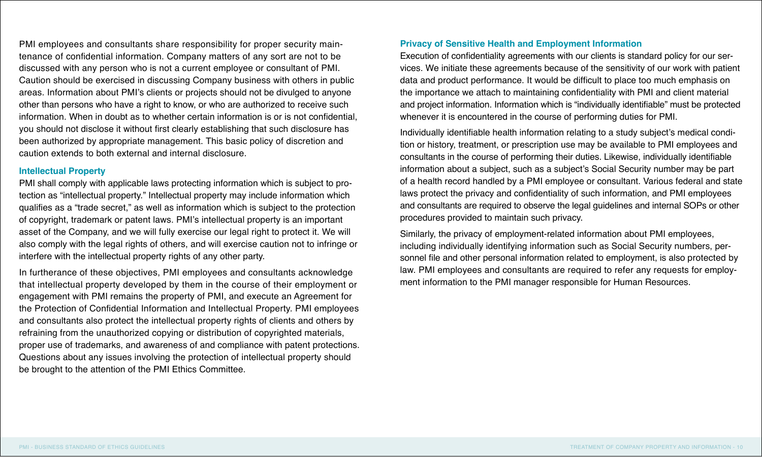PMI employees and consultants share responsibility for proper security maintenance of confidential information. Company matters of any sort are not to be discussed with any person who is not a current employee or consultant of PMI. Caution should be exercised in discussing Company business with others in public areas. Information about PMI's clients or projects should not be divulged to anyone other than persons who have a right to know, or who are authorized to receive such information. When in doubt as to whether certain information is or is not confidential, you should not disclose it without first clearly establishing that such disclosure has been authorized by appropriate management. This basic policy of discretion and caution extends to both external and internal disclosure.

### Intellectual Property

PMI shall comply with applicable laws protecting information which is subject to protection as "intellectual property." Intellectual property may include information which qualifies as a "trade secret," as well as information which is subject to the protection of copyright, trademark or patent laws. PMI's intellectual property is an important asset of the Company, and we will fully exercise our legal right to protect it. We will also comply with the legal rights of others, and will exercise caution not to infringe or interfere with the intellectual property rights of any other party.

In furtherance of these objectives, PMI employees and consultants acknowledge that intellectual property developed by them in the course of their employment or engagement with PMI remains the property of PMI, and execute an Agreement for the Protection of Confidential Information and Intellectual Property. PMI employees and consultants also protect the intellectual property rights of clients and others by refraining from the unauthorized copying or distribution of copyrighted materials, proper use of trademarks, and awareness of and compliance with patent protections. Questions about any issues involving the protection of intellectual property should be brought to the attention of the PMI Ethics Committee.

### Privacy of Sensitive Health and Employment Information

Execution of confidentiality agreements with our clients is standard policy for our services. We initiate these agreements because of the sensitivity of our work with patient data and product performance. It would be difficult to place too much emphasis on the importance we attach to maintaining confidentiality with PMI and client material and project information. Information which is "individually identifiable" must be protected whenever it is encountered in the course of performing duties for PMI.

Individually identifiable health information relating to a study subject's medical condition or history, treatment, or prescription use may be available to PMI employees and consultants in the course of performing their duties. Likewise, individually identifiable information about a subject, such as a subject's Social Security number may be part of a health record handled by a PMI employee or consultant. Various federal and state laws protect the privacy and confidentiality of such information, and PMI employees and consultants are required to observe the legal guidelines and internal SOPs or other procedures provided to maintain such privacy.

Similarly, the privacy of employment-related information about PMI employees, including individually identifying information such as Social Security numbers, personnel file and other personal information related to employment, is also protected by law. PMI employees and consultants are required to refer any requests for employment information to the PMI manager responsible for Human Resources.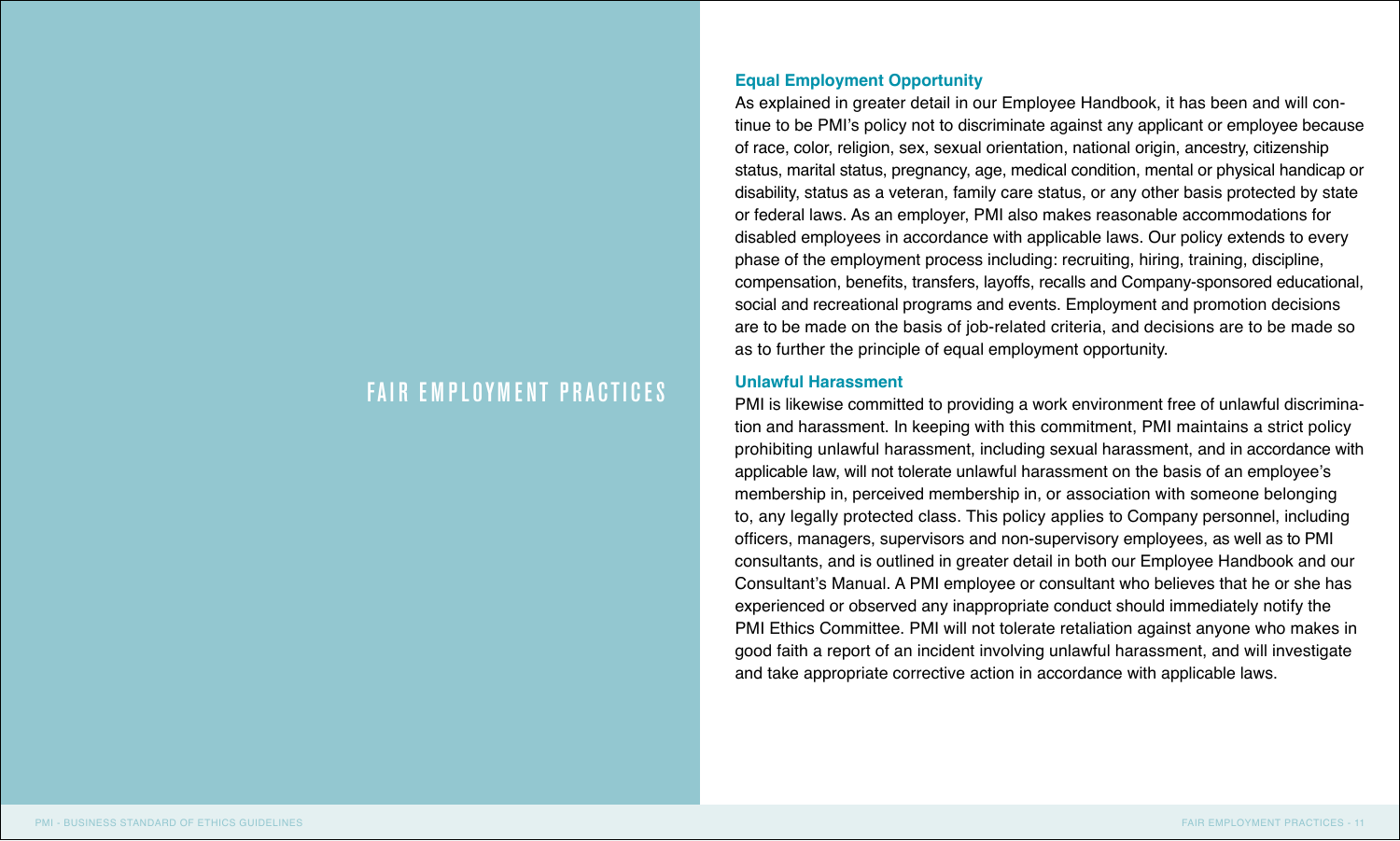# FAIR EMPLOYMENT PRACTICES

### Equal Employment Opportunity

As explained in greater detail in our Employee Handbook, it has been and will continue to be PMI's policy not to discriminate against any applicant or employee because of race, color, religion, sex, sexual orientation, national origin, ancestry, citizenship status, marital status, pregnancy, age, medical condition, mental or physical handicap or disability, status as a veteran, family care status, or any other basis protected by state or federal laws. As an employer, PMI also makes reasonable accommodations for disabled employees in accordance with applicable laws. Our policy extends to every phase of the employment process including: recruiting, hiring, training, discipline, compensation, benefits, transfers, layoffs, recalls and Company-sponsored educational, social and recreational programs and events. Employment and promotion decisions are to be made on the basis of job-related criteria, and decisions are to be made so as to further the principle of equal employment opportunity.

### Unlawful Harassment

PMI is likewise committed to providing a work environment free of unlawful discrimination and harassment. In keeping with this commitment, PMI maintains a strict policy prohibiting unlawful harassment, including sexual harassment, and in accordance with applicable law, will not tolerate unlawful harassment on the basis of an employee's membership in, perceived membership in, or association with someone belonging to, any legally protected class. This policy applies to Company personnel, including officers, managers, supervisors and non-supervisory employees, as well as to PMI consultants, and is outlined in greater detail in both our Employee Handbook and our Consultant's Manual. A PMI employee or consultant who believes that he or she has experienced or observed any inappropriate conduct should immediately notify the PMI Ethics Committee. PMI will not tolerate retaliation against anyone who makes in good faith a report of an incident involving unlawful harassment, and will investigate and take appropriate corrective action in accordance with applicable laws.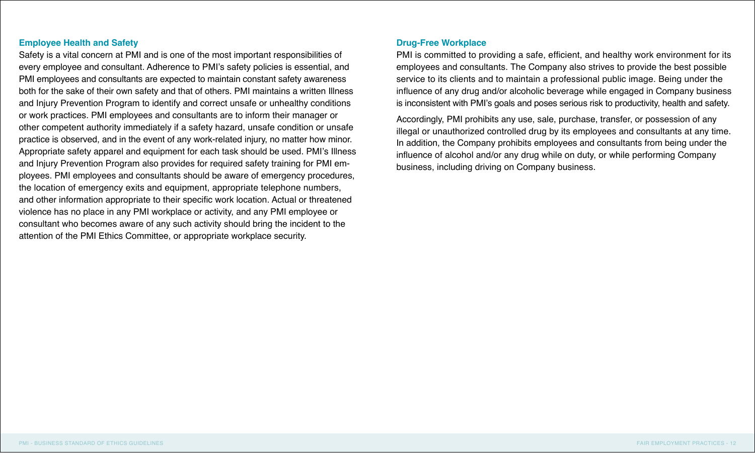### Employee Health and Safety

Safety is a vital concern at PMI and is one of the most important responsibilities of every employee and consultant. Adherence to PMI's safety policies is essential, and PMI employees and consultants are expected to maintain constant safety awareness both for the sake of their own safety and that of others. PMI maintains a written Illness and Injury Prevention Program to identify and correct unsafe or unhealthy conditions or work practices. PMI employees and consultants are to inform their manager or other competent authority immediately if a safety hazard, unsafe condition or unsafe practice is observed, and in the event of any work-related injury, no matter how minor. Appropriate safety apparel and equipment for each task should be used. PMI's Illness and Injury Prevention Program also provides for required safety training for PMI employees. PMI employees and consultants should be aware of emergency procedures, the location of emergency exits and equipment, appropriate telephone numbers, and other information appropriate to their specific work location. Actual or threatened violence has no place in any PMI workplace or activity, and any PMI employee or consultant who becomes aware of any such activity should bring the incident to the attention of the PMI Ethics Committee, or appropriate workplace security.

### Drug-Free Workplace

PMI is committed to providing a safe, efficient, and healthy work environment for its employees and consultants. The Company also strives to provide the best possible service to its clients and to maintain a professional public image. Being under the influence of any drug and/or alcoholic beverage while engaged in Company business is inconsistent with PMI's goals and poses serious risk to productivity, health and safety.

Accordingly, PMI prohibits any use, sale, purchase, transfer, or possession of any illegal or unauthorized controlled drug by its employees and consultants at any time. In addition, the Company prohibits employees and consultants from being under the influence of alcohol and/or any drug while on duty, or while performing Company business, including driving on Company business.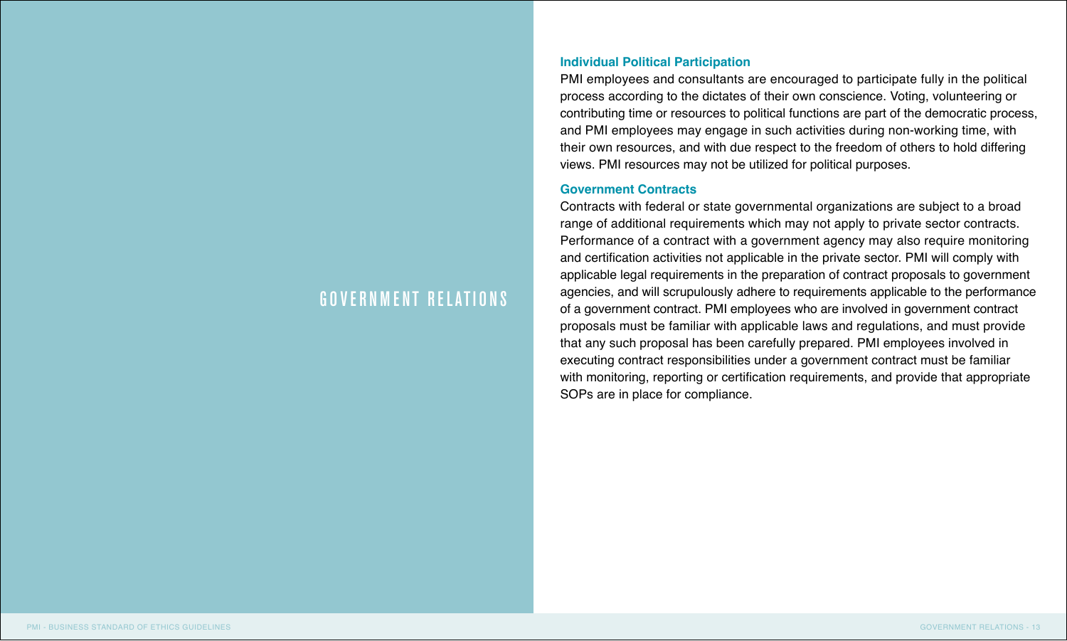# GOVERNMENT RELATIONS

### Individual Political Participation

PMI employees and consultants are encouraged to participate fully in the political process according to the dictates of their own conscience. Voting, volunteering or contributing time or resources to political functions are part of the democratic process, and PMI employees may engage in such activities during non-working time, with their own resources, and with due respect to the freedom of others to hold differing views. PMI resources may not be utilized for political purposes.

### Government Contracts

Contracts with federal or state governmental organizations are subject to a broad range of additional requirements which may not apply to private sector contracts. Performance of a contract with a government agency may also require monitoring and certification activities not applicable in the private sector. PMI will comply with applicable legal requirements in the preparation of contract proposals to government agencies, and will scrupulously adhere to requirements applicable to the performance of a government contract. PMI employees who are involved in government contract proposals must be familiar with applicable laws and regulations, and must provide that any such proposal has been carefully prepared. PMI employees involved in executing contract responsibilities under a government contract must be familiar with monitoring, reporting or certification requirements, and provide that appropriate SOPs are in place for compliance.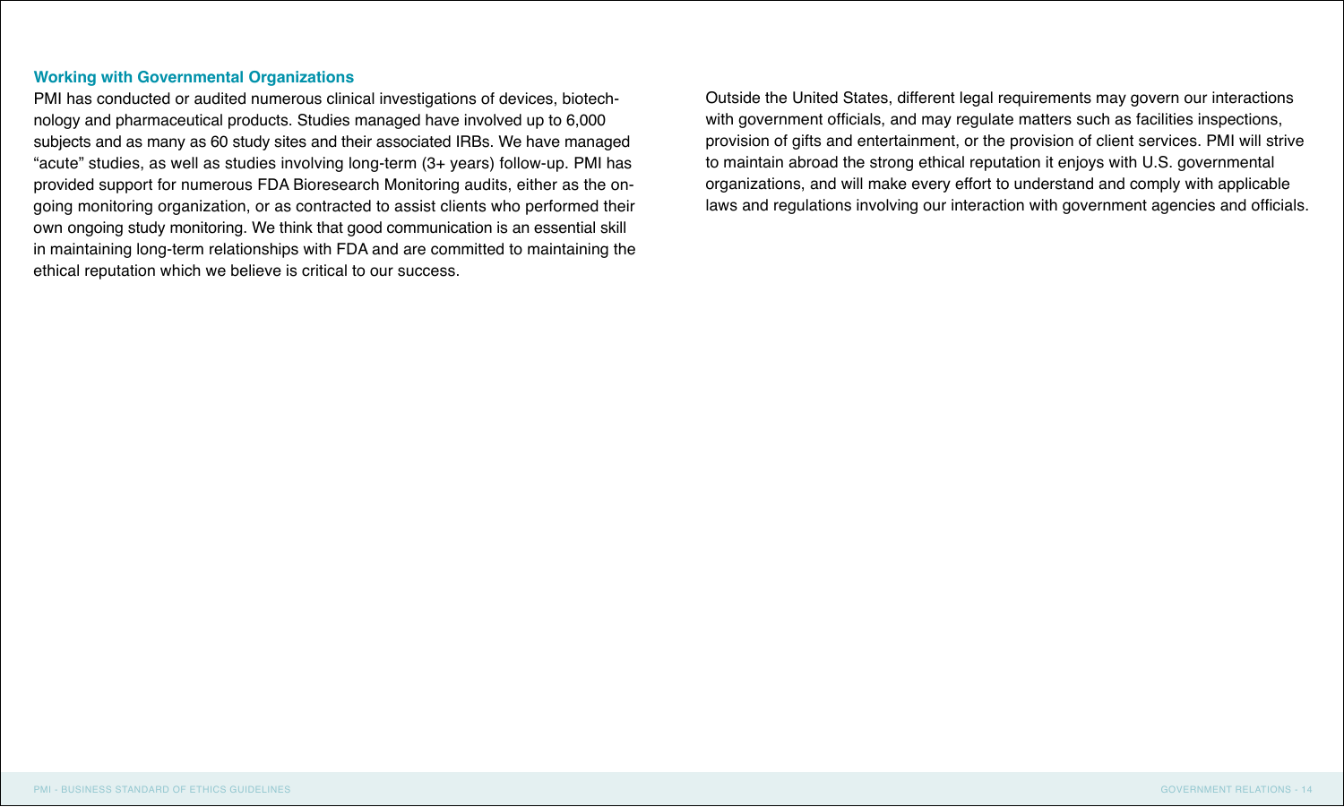### Working with Governmental Organizations

PMI has conducted or audited numerous clinical investigations of devices, biotechnology and pharmaceutical products. Studies managed have involved up to 6,000 subjects and as many as 60 study sites and their associated IRBs. We have managed "acute" studies, as well as studies involving long-term (3+ years) follow-up. PMI has provided support for numerous FDA Bioresearch Monitoring audits, either as the ongoing monitoring organization, or as contracted to assist clients who performed their own ongoing study monitoring. We think that good communication is an essential skill in maintaining long-term relationships with FDA and are committed to maintaining the ethical reputation which we believe is critical to our success.

Outside the United States, different legal requirements may govern our interactions with government officials, and may regulate matters such as facilities inspections, provision of gifts and entertainment, or the provision of client services. PMI will strive to maintain abroad the strong ethical reputation it enjoys with U.S. governmental organizations, and will make every effort to understand and comply with applicable laws and regulations involving our interaction with government agencies and officials.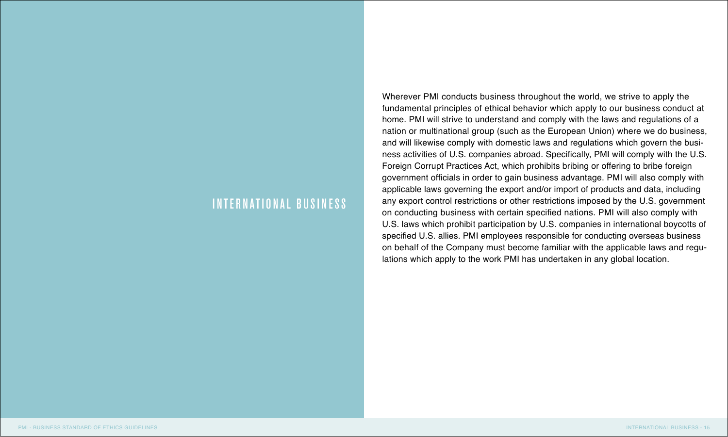# INTERNATIONAL BUSINESS

Wherever PMI conducts business throughout the world, we strive to apply the fundamental principles of ethical behavior which apply to our business conduct at home. PMI will strive to understand and comply with the laws and regulations of a nation or multinational group (such as the European Union) where we do business, and will likewise comply with domestic laws and regulations which govern the business activities of U.S. companies abroad. Specifically, PMI will comply with the U.S. Foreign Corrupt Practices Act, which prohibits bribing or offering to bribe foreign government officials in order to gain business advantage. PMI will also comply with applicable laws governing the export and/or import of products and data, including any export control restrictions or other restrictions imposed by the U.S. government on conducting business with certain specified nations. PMI will also comply with U.S. laws which prohibit participation by U.S. companies in international boycotts of specified U.S. allies. PMI employees responsible for conducting overseas business on behalf of the Company must become familiar with the applicable laws and regulations which apply to the work PMI has undertaken in any global location.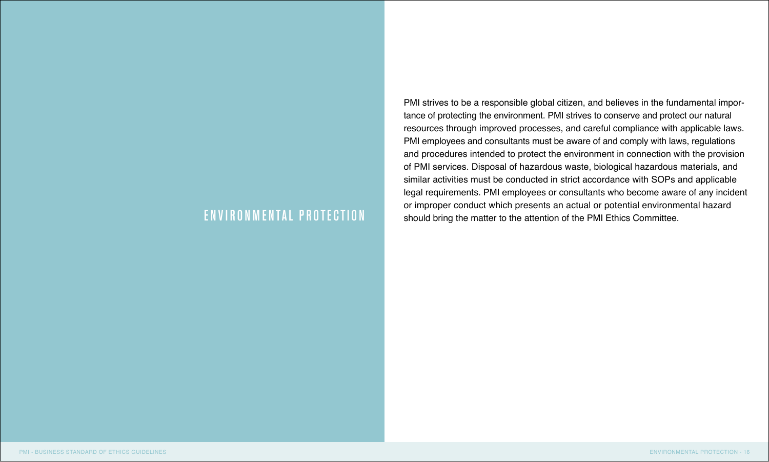# ENVIRONMENTAL PROTECTION

PMI strives to be a responsible global citizen, and believes in the fundamental importance of protecting the environment. PMI strives to conserve and protect our natural resources through improved processes, and careful compliance with applicable laws. PMI employees and consultants must be aware of and comply with laws, regulations and procedures intended to protect the environment in connection with the provision of PMI services. Disposal of hazardous waste, biological hazardous materials, and similar activities must be conducted in strict accordance with SOPs and applicable legal requirements. PMI employees or consultants who become aware of any incident or improper conduct which presents an actual or potential environmental hazard should bring the matter to the attention of the PMI Ethics Committee.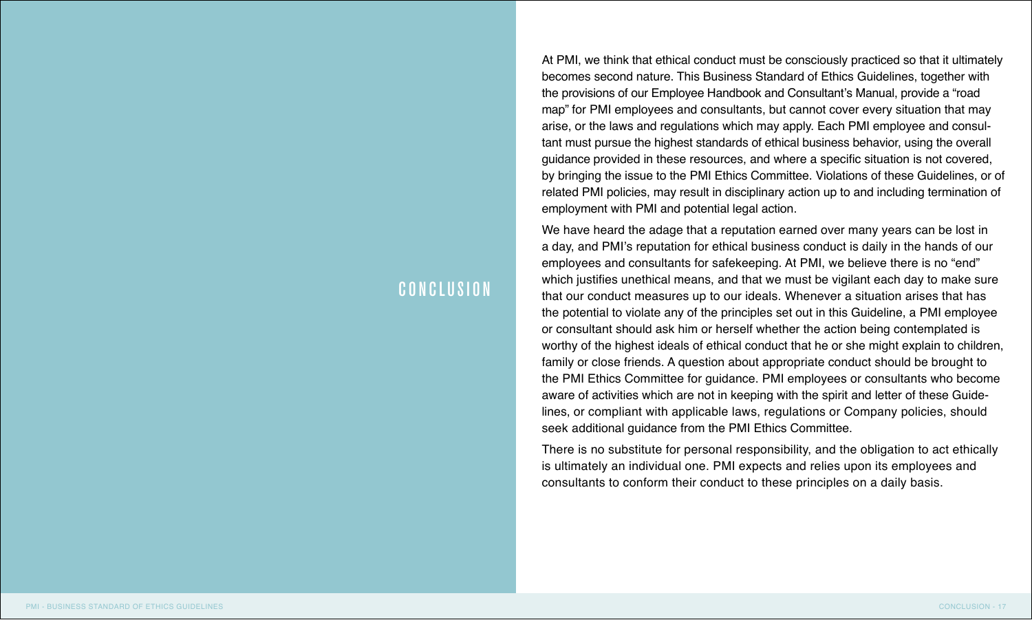# CONCLUSION

At PMI, we think that ethical conduct must be consciously practiced so that it ultimately becomes second nature. This Business Standard of Ethics Guidelines, together with the provisions of our Employee Handbook and Consultant's Manual, provide a "road map" for PMI employees and consultants, but cannot cover every situation that may arise, or the laws and regulations which may apply. Each PMI employee and consultant must pursue the highest standards of ethical business behavior, using the overall guidance provided in these resources, and where a specific situation is not covered, by bringing the issue to the PMI Ethics Committee. Violations of these Guidelines, or of related PMI policies, may result in disciplinary action up to and including termination of employment with PMI and potential legal action.

We have heard the adage that a reputation earned over many years can be lost in a day, and PMI's reputation for ethical business conduct is daily in the hands of our employees and consultants for safekeeping. At PMI, we believe there is no "end" which justifies unethical means, and that we must be vigilant each day to make sure that our conduct measures up to our ideals. Whenever a situation arises that has the potential to violate any of the principles set out in this Guideline, a PMI employee or consultant should ask him or herself whether the action being contemplated is worthy of the highest ideals of ethical conduct that he or she might explain to children, family or close friends. A question about appropriate conduct should be brought to the PMI Ethics Committee for guidance. PMI employees or consultants who become aware of activities which are not in keeping with the spirit and letter of these Guidelines, or compliant with applicable laws, regulations or Company policies, should seek additional guidance from the PMI Ethics Committee.

There is no substitute for personal responsibility, and the obligation to act ethically is ultimately an individual one. PMI expects and relies upon its employees and consultants to conform their conduct to these principles on a daily basis.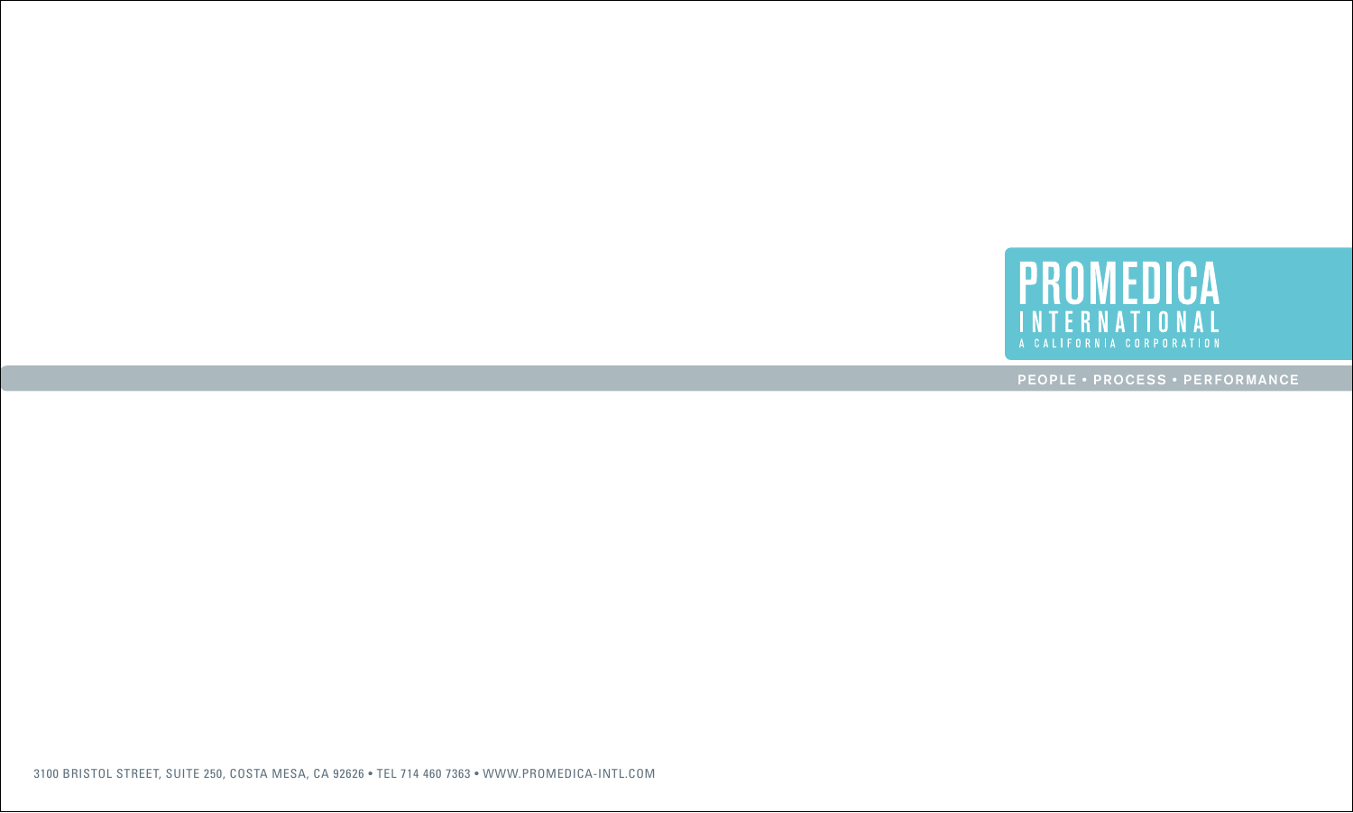PROMEDICA

INTERNATIONAL

A CALIFORNIA CORPORATION

PEOPLE • PROCESS • PERFORMANCE

3100 BRISTOL STREET, SUITE 250, COSTA MESA, CA 92626 • TEL 714 460 7363 • WWW.PROMEDICA-INTL.COM